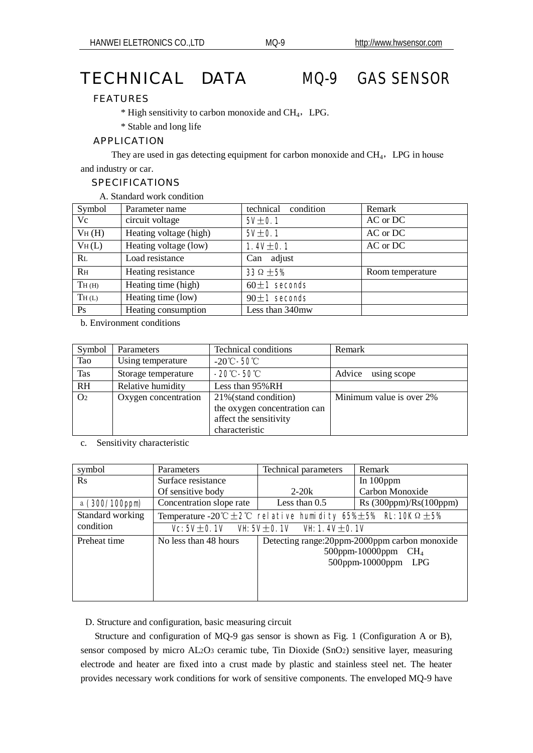# TECHNICAL DATA　　MQ-9　GAS SENSOR

## FEATURES

* High sensitivity to carbon monoxide and $CH_4$，LPG.
* Stable and long life

## APPLICATION

They are used in gas detecting equipment for carbon monoxide and $CH_4$，LPG in house and industry or car.

## SPECIFICATIONS

A. Standard work condition

| Symbol | Parameter name | technical condition | Remark |
|---|---|---|---|
| Vc | circuit voltage | 5V±0.1 | AC or DC |
| $V_H$ (H) | Heating voltage (high) | 5V±0.1 | AC or DC |
| $V_H$ (L) | Heating voltage (low) | 1.4V±0.1 | AC or DC |
| $R_L$ | Load resistance | Can adjust | |
| $R_H$ | Heating resistance | 33Ω±5% | Room temperature |
| $T_{H(H)}$ | Heating time (high) | 60±1 seconds | |
| $T_{H(L)}$ | Heating time (low) | 90±1 seconds | |
| Ps | Heating consumption | Less than 340mw | |

b. Environment conditions

| Symbol | Parameters | Technical conditions | Remark |
|---|---|---|---|
| Tao | Using temperature | -20℃-50℃ | |
| Tas | Storage temperature | -20℃-50℃ | Advice using scope |
| RH | Relative humidity | Less than 95%RH | |
| $O_2$ | Oxygen concentration | 21%(stand condition) the oxygen concentration can affect the sensitivity characteristic | Minimum value is over 2% |

c. Sensitivity characteristic

| symbol | Parameters | Technical parameters | Remark |
|---|---|---|---|
| Rs | Surface resistance Of sensitive body | 2-20k | In 100ppm Carbon Monoxide |
| a (300/100ppm) | Concentration slope rate | Less than 0.5 | Rs (300ppm)/Rs(100ppm) |
| Standard working condition | Temperature -20℃±2℃ relative humidity 65%±5% RL:10KΩ±5% Vc:5V±0.1V VH:5V±0.1V VH:1.4V±0.1V | | |
| Preheat time | No less than 48 hours | Detecting range:20ppm-2000ppm carbon monoxide 500ppm-10000ppm $CH_4$ 500ppm-10000ppm LPG | |

D. Structure and configuration, basic measuring circuit

Structure and configuration of MQ-9 gas sensor is shown as Fig. 1 (Configuration A or B), sensor composed by micro $AL_2O_3$ ceramic tube, Tin Dioxide ($SnO_2$) sensitive layer, measuring electrode and heater are fixed into a crust made by plastic and stainless steel net. The heater provides necessary work conditions for work of sensitive components. The enveloped MQ-9 have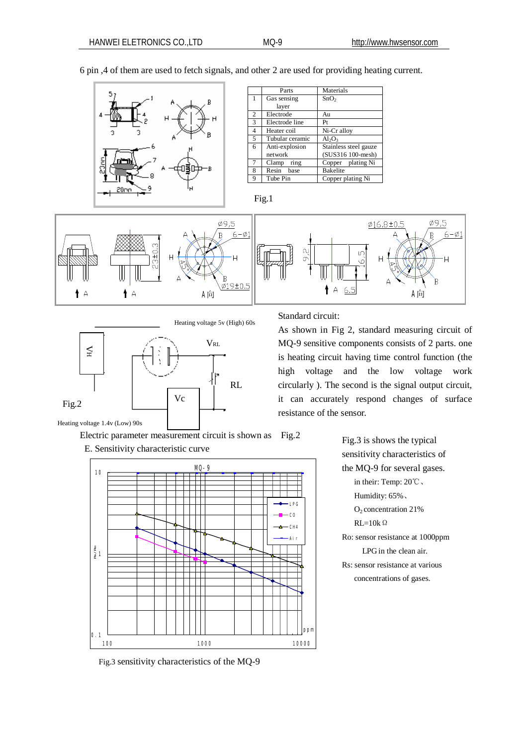6 pin ,4 of them are used to fetch signals, and other 2 are used for providing heating current.

|   | Parts | Materials |
|---|---|---|
| 1 | Gas sensing layer | $SnO_2$ |
| 2 | Electrode | Au |
| 3 | Electrode line | Pt |
| 4 | Heater coil | Ni-Cr alloy |
| 5 | Tubular ceramic | $Al_2O_3$ |
| 6 | Anti-explosion network | Stainless steel gauze (SUS316 100-mesh) |
| 7 | Clamp ring | Copper plating Ni |
| 8 | Resin base | Bakelite |
| 9 | Tube Pin | Copper plating Ni |

Fig.1

Heating voltage 5v (High) 60s

Heating voltage 1.4v (Low) 90s

Fig.2

Standard circuit:

As shown in Fig 2, standard measuring circuit of MQ-9 sensitive components consists of 2 parts. one is heating circuit having time control function (the high voltage and the low voltage work circularly ). The second is the signal output circuit, it can accurately respond changes of surface resistance of the sensor.

Electric parameter measurement circuit is shown as Fig.2

E. Sensitivity characteristic curve

Fig.3 is shows the typical sensitivity characteristics of the MQ-9 for several gases.

in their: Temp: 20℃、

Humidity: 65%、

$O_2$ concentration 21%

RL=10kΩ

Ro: sensor resistance at 1000ppm LPG in the clean air.

Rs: sensor resistance at various concentrations of gases.

Fig.3 sensitivity characteristics of the MQ-9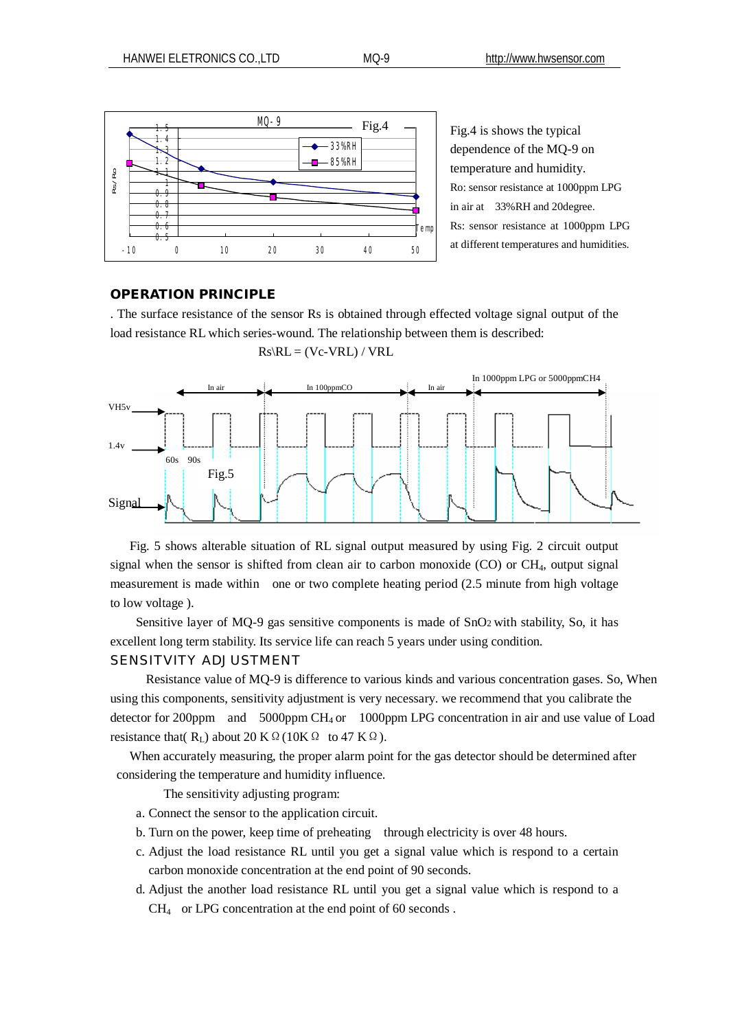Fig.4 is shows the typical dependence of the MQ-9 on temperature and humidity.

Ro: sensor resistance at 1000ppm LPG in air at 33%RH and 20degree.

Rs: sensor resistance at 1000ppm LPG at different temperatures and humidities.

## OPERATION PRINCIPLE

. The surface resistance of the sensor Rs is obtained through effected voltage signal output of the load resistance RL which series-wound. The relationship between them is described:

Rs\RL = (Vc-VRL) / VRL

Fig.5

Fig. 5 shows alterable situation of RL signal output measured by using Fig. 2 circuit output signal when the sensor is shifted from clean air to carbon monoxide (CO) or $CH_4$, output signal measurement is made within one or two complete heating period (2.5 minute from high voltage to low voltage ).

Sensitive layer of MQ-9 gas sensitive components is made of $SnO_2$ with stability, So, it has excellent long term stability. Its service life can reach 5 years under using condition.

## SENSITVITY ADJUSTMENT

Resistance value of MQ-9 is difference to various kinds and various concentration gases. So, When using this components, sensitivity adjustment is very necessary. we recommend that you calibrate the detector for 200ppm and 5000ppm $CH_4$ or 1000ppm LPG concentration in air and use value of Load resistance that( $R_L$) about 20 KΩ (10KΩ to 47 KΩ).

When accurately measuring, the proper alarm point for the gas detector should be determined after considering the temperature and humidity influence.

The sensitivity adjusting program:

a. Connect the sensor to the application circuit.

b. Turn on the power, keep time of preheating through electricity is over 48 hours.

c. Adjust the load resistance RL until you get a signal value which is respond to a certain carbon monoxide concentration at the end point of 90 seconds.

d. Adjust the another load resistance RL until you get a signal value which is respond to a $CH_4$ or LPG concentration at the end point of 60 seconds .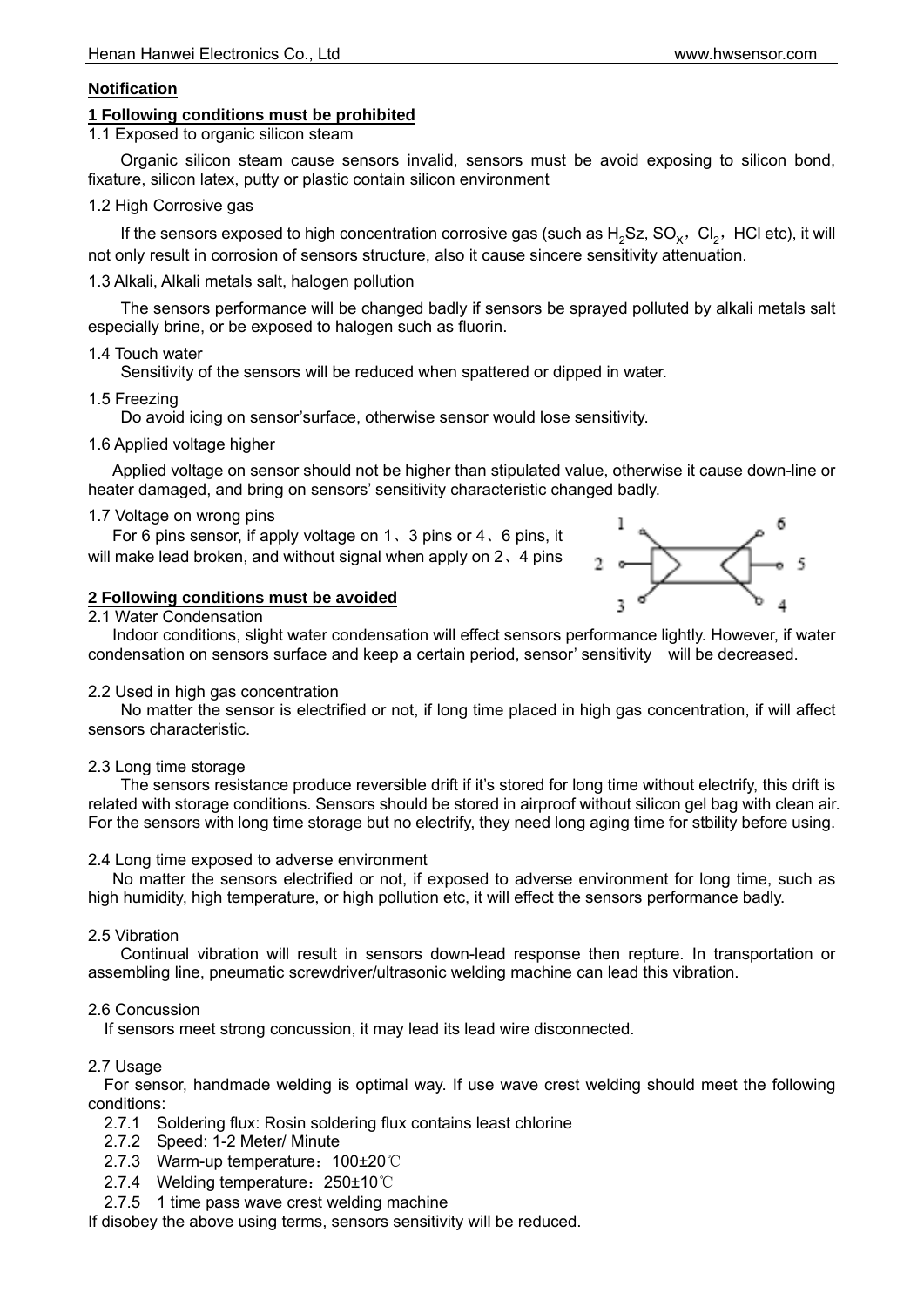**Notification**

**1 Following conditions must be prohibited**

1.1 Exposed to organic silicon steam

Organic silicon steam cause sensors invalid, sensors must be avoid exposing to silicon bond, fixature, silicon latex, putty or plastic contain silicon environment

1.2 High Corrosive gas

If the sensors exposed to high concentration corrosive gas (such as $H_2$Sz, $SO_X$, $Cl_2$, HCl etc), it will not only result in corrosion of sensors structure, also it cause sincere sensitivity attenuation.

1.3 Alkali, Alkali metals salt, halogen pollution

The sensors performance will be changed badly if sensors be sprayed polluted by alkali metals salt especially brine, or be exposed to halogen such as fluorin.

1.4 Touch water

Sensitivity of the sensors will be reduced when spattered or dipped in water.

1.5 Freezing

Do avoid icing on sensor'surface, otherwise sensor would lose sensitivity.

1.6 Applied voltage higher

Applied voltage on sensor should not be higher than stipulated value, otherwise it cause down-line or heater damaged, and bring on sensors' sensitivity characteristic changed badly.

1.7 Voltage on wrong pins

For 6 pins sensor, if apply voltage on 1、3 pins or 4、6 pins, it will make lead broken, and without signal when apply on 2、4 pins

1 6
2 5
3 4

**2 Following conditions must be avoided**

2.1 Water Condensation

Indoor conditions, slight water condensation will effect sensors performance lightly. However, if water condensation on sensors surface and keep a certain period, sensor' sensitivity will be decreased.

2.2 Used in high gas concentration

No matter the sensor is electrified or not, if long time placed in high gas concentration, if will affect sensors characteristic.

2.3 Long time storage

The sensors resistance produce reversible drift if it's stored for long time without electrify, this drift is related with storage conditions. Sensors should be stored in airproof without silicon gel bag with clean air. For the sensors with long time storage but no electrify, they need long aging time for stbility before using.

2.4 Long time exposed to adverse environment

No matter the sensors electrified or not, if exposed to adverse environment for long time, such as high humidity, high temperature, or high pollution etc, it will effect the sensors performance badly.

2.5 Vibration

Continual vibration will result in sensors down-lead response then repture. In transportation or assembling line, pneumatic screwdriver/ultrasonic welding machine can lead this vibration.

2.6 Concussion

If sensors meet strong concussion, it may lead its lead wire disconnected.

2.7 Usage

For sensor, handmade welding is optimal way. If use wave crest welding should meet the following conditions:

2.7.1 Soldering flux: Rosin soldering flux contains least chlorine

2.7.2 Speed: 1-2 Meter/ Minute

2.7.3 Warm-up temperature：100±20℃

2.7.4 Welding temperature：250±10℃

2.7.5 1 time pass wave crest welding machine

If disobey the above using terms, sensors sensitivity will be reduced.